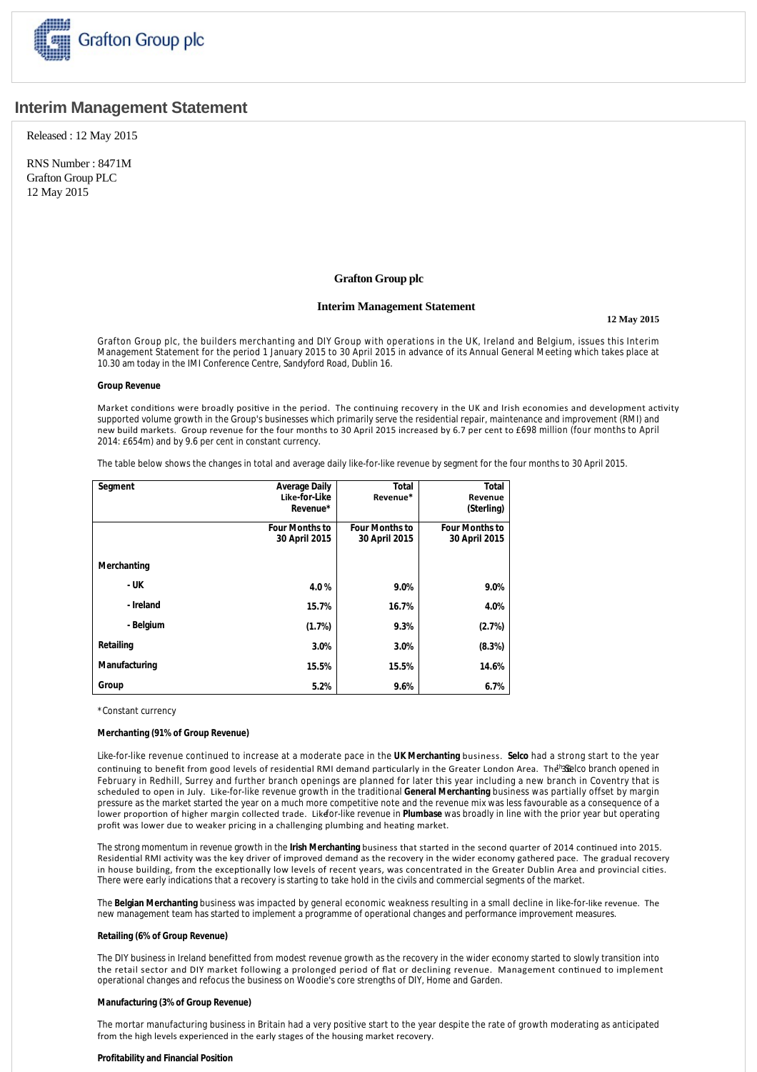# Interim Management Statement

Released : 12 May 2015

RNS Number : 8471M
Grafton Group PLC
12 May 2015

**Grafton Group plc**

**Interim Management Statement**

**12 May 2015**

Grafton Group plc, the builders merchanting and DIY Group with operations in the UK, Ireland and Belgium, issues this Interim Management Statement for the period 1 January 2015 to 30 April 2015 in advance of its Annual General Meeting which takes place at 10.30 am today in the IMI Conference Centre, Sandyford Road, Dublin 16.

**Group Revenue**

Market conditions were broadly positive in the period. The continuing recovery in the UK and Irish economies and development activity supported volume growth in the Group's businesses which primarily serve the residential repair, maintenance and improvement (RMI) and new build markets. Group revenue for the four months to 30 April 2015 increased by 6.7 per cent to £698 million (four months to April 2014: £654m) and by 9.6 per cent in constant currency.

The table below shows the changes in total and average daily like-for-like revenue by segment for the four months to 30 April 2015.

| Segment | Average Daily Like-for-Like Revenue* | Total Revenue* | Total Revenue (Sterling) |
|---|---|---|---|
| | Four Months to 30 April 2015 | Four Months to 30 April 2015 | Four Months to 30 April 2015 |
| **Merchanting** | | | |
| - UK | 4.0% | 9.0% | 9.0% |
| - Ireland | 15.7% | 16.7% | 4.0% |
| - Belgium | (1.7%) | 9.3% | (2.7%) |
| **Retailing** | 3.0% | 3.0% | (8.3%) |
| **Manufacturing** | 15.5% | 15.5% | 14.6% |
| **Group** | 5.2% | 9.6% | 6.7% |

*Constant currency

**Merchanting (91% of Group Revenue)**

Like-for-like revenue continued to increase at a moderate pace in the **UK Merchanting** business. **Selco** had a strong start to the year continuing to benefit from good levels of residential RMI demand particularly in the Greater London Area. The 53rd Selco branch opened in February in Redhill, Surrey and further branch openings are planned for later this year including a new branch in Coventry that is scheduled to open in July. Like-for-like revenue growth in the traditional **General Merchanting** business was partially offset by margin pressure as the market started the year on a much more competitive note and the revenue mix was less favourable as a consequence of a lower proportion of higher margin collected trade. Like-for-like revenue in **Plumbase** was broadly in line with the prior year but operating profit was lower due to weaker pricing in a challenging plumbing and heating market.

The strong momentum in revenue growth in the **Irish Merchanting** business that started in the second quarter of 2014 continued into 2015. Residential RMI activity was the key driver of improved demand as the recovery in the wider economy gathered pace. The gradual recovery in house building, from the exceptionally low levels of recent years, was concentrated in the Greater Dublin Area and provincial cities. There were early indications that a recovery is starting to take hold in the civils and commercial segments of the market.

The **Belgian Merchanting** business was impacted by general economic weakness resulting in a small decline in like-for-like revenue. The new management team has started to implement a programme of operational changes and performance improvement measures.

**Retailing (6% of Group Revenue)**

The DIY business in Ireland benefitted from modest revenue growth as the recovery in the wider economy started to slowly transition into the retail sector and DIY market following a prolonged period of flat or declining revenue. Management continued to implement operational changes and refocus the business on Woodie's core strengths of DIY, Home and Garden.

**Manufacturing (3% of Group Revenue)**

The mortar manufacturing business in Britain had a very positive start to the year despite the rate of growth moderating as anticipated from the high levels experienced in the early stages of the housing market recovery.

**Profitability and Financial Position**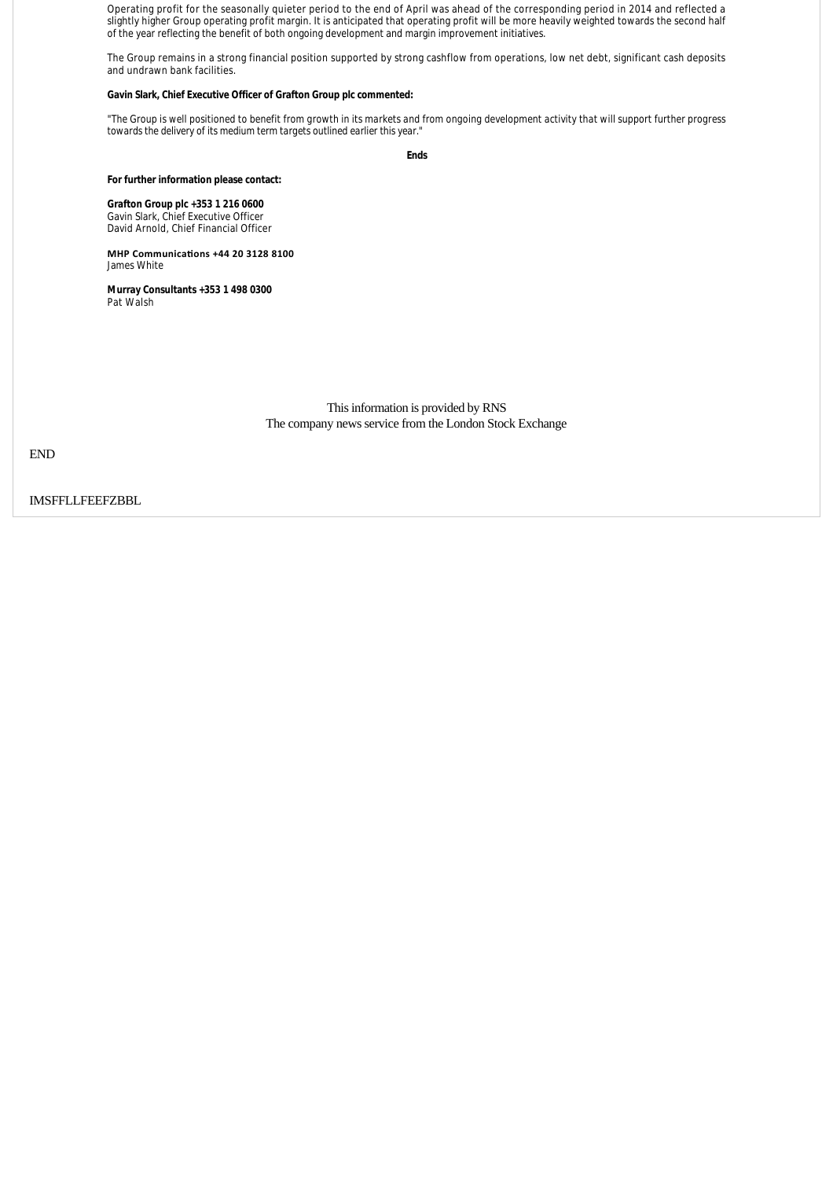Operating profit for the seasonally quieter period to the end of April was ahead of the corresponding period in 2014 and reflected a slightly higher Group operating profit margin. It is anticipated that operating profit will be more heavily weighted towards the second half of the year reflecting the benefit of both ongoing development and margin improvement initiatives.

The Group remains in a strong financial position supported by strong cashflow from operations, low net debt, significant cash deposits and undrawn bank facilities.

**Gavin Slark, Chief Executive Officer of Grafton Group plc commented:**

"The Group is well positioned to benefit from growth in its markets and from ongoing development activity that will support further progress towards the delivery of its medium term targets outlined earlier this year."

**Ends**

**For further information please contact:**

**Grafton Group plc +353 1 216 0600**
Gavin Slark, Chief Executive Officer
David Arnold, Chief Financial Officer

**MHP Communications +44 20 3128 8100**
James White

**Murray Consultants +353 1 498 0300**
Pat Walsh

This information is provided by RNS
The company news service from the London Stock Exchange

END

IMSFFLLFEEFZBBL